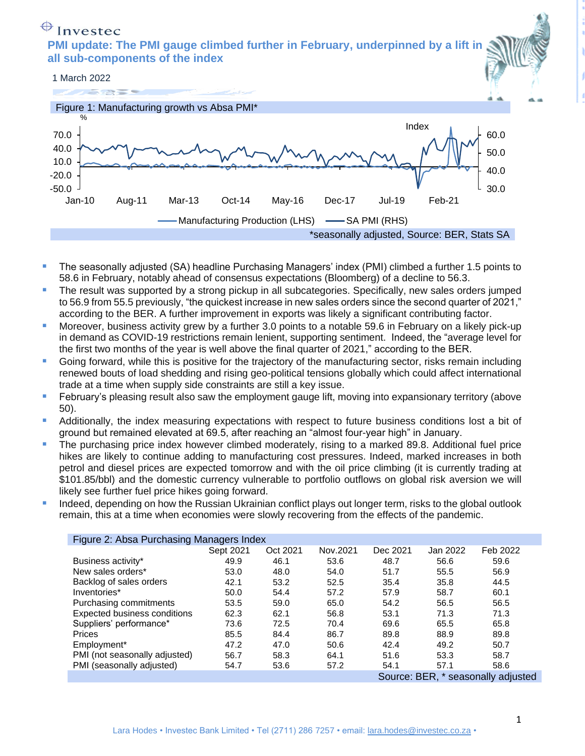Investec

# PMI update: The PMI gauge climbed further in February, underpinned by a lift in all sub-components of the index

1 March 2022

Figure 1: Manufacturing growth vs Absa PMI*

*seasonally adjusted, Source: BER, Stats SA

- The seasonally adjusted (SA) headline Purchasing Managers' index (PMI) climbed a further 1.5 points to 58.6 in February, notably ahead of consensus expectations (Bloomberg) of a decline to 56.3.
- The result was supported by a strong pickup in all subcategories. Specifically, new sales orders jumped to 56.9 from 55.5 previously, "the quickest increase in new sales orders since the second quarter of 2021," according to the BER. A further improvement in exports was likely a significant contributing factor.
- Moreover, business activity grew by a further 3.0 points to a notable 59.6 in February on a likely pick-up in demand as COVID-19 restrictions remain lenient, supporting sentiment. Indeed, the "average level for the first two months of the year is well above the final quarter of 2021," according to the BER.
- Going forward, while this is positive for the trajectory of the manufacturing sector, risks remain including renewed bouts of load shedding and rising geo-political tensions globally which could affect international trade at a time when supply side constraints are still a key issue.
- February's pleasing result also saw the employment gauge lift, moving into expansionary territory (above 50).
- Additionally, the index measuring expectations with respect to future business conditions lost a bit of ground but remained elevated at 69.5, after reaching an "almost four-year high" in January.
- The purchasing price index however climbed moderately, rising to a marked 89.8. Additional fuel price hikes are likely to continue adding to manufacturing cost pressures. Indeed, marked increases in both petrol and diesel prices are expected tomorrow and with the oil price climbing (it is currently trading at $101.85/bbl) and the domestic currency vulnerable to portfolio outflows on global risk aversion we will likely see further fuel price hikes going forward.
- Indeed, depending on how the Russian Ukrainian conflict plays out longer term, risks to the global outlook remain, this at a time when economies were slowly recovering from the effects of the pandemic.

Figure 2: Absa Purchasing Managers Index

| | Sept 2021 | Oct 2021 | Nov.2021 | Dec 2021 | Jan 2022 | Feb 2022 |
|---|---|---|---|---|---|---|
| Business activity* | 49.9 | 46.1 | 53.6 | 48.7 | 56.6 | 59.6 |
| New sales orders* | 53.0 | 48.0 | 54.0 | 51.7 | 55.5 | 56.9 |
| Backlog of sales orders | 42.1 | 53.2 | 52.5 | 35.4 | 35.8 | 44.5 |
| Inventories* | 50.0 | 54.4 | 57.2 | 57.9 | 58.7 | 60.1 |
| Purchasing commitments | 53.5 | 59.0 | 65.0 | 54.2 | 56.5 | 56.5 |
| Expected business conditions | 62.3 | 62.1 | 56.8 | 53.1 | 71.3 | 71.3 |
| Suppliers' performance* | 73.6 | 72.5 | 70.4 | 69.6 | 65.5 | 65.8 |
| Prices | 85.5 | 84.4 | 86.7 | 89.8 | 88.9 | 89.8 |
| Employment* | 47.2 | 47.0 | 50.6 | 42.4 | 49.2 | 50.7 |
| PMI (not seasonally adjusted) | 56.7 | 58.3 | 64.1 | 51.6 | 53.3 | 58.7 |
| PMI (seasonally adjusted) | 54.7 | 53.6 | 57.2 | 54.1 | 57.1 | 58.6 |

Source: BER, * seasonally adjusted

Lara Hodes • Investec Bank Limited • Tel (2711) 286 7257 • email: lara.hodes@investec.co.za •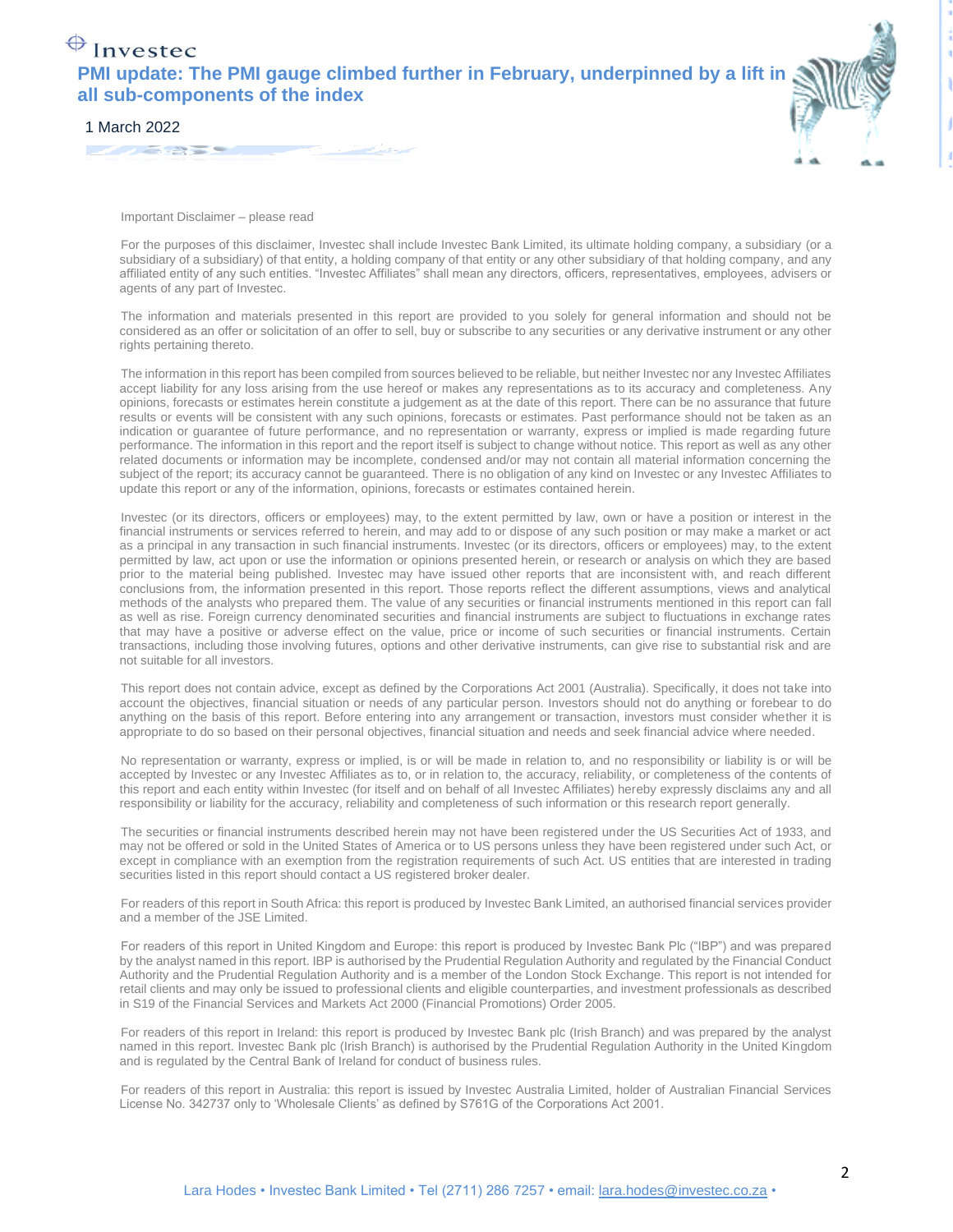Important Disclaimer – please read

For the purposes of this disclaimer, Investec shall include Investec Bank Limited, its ultimate holding company, a subsidiary (or a subsidiary of a subsidiary) of that entity, a holding company of that entity or any other subsidiary of that holding company, and any affiliated entity of any such entities. "Investec Affiliates" shall mean any directors, officers, representatives, employees, advisers or agents of any part of Investec.

The information and materials presented in this report are provided to you solely for general information and should not be considered as an offer or solicitation of an offer to sell, buy or subscribe to any securities or any derivative instrument or any other rights pertaining thereto.

The information in this report has been compiled from sources believed to be reliable, but neither Investec nor any Investec Affiliates accept liability for any loss arising from the use hereof or makes any representations as to its accuracy and completeness. Any opinions, forecasts or estimates herein constitute a judgement as at the date of this report. There can be no assurance that future results or events will be consistent with any such opinions, forecasts or estimates. Past performance should not be taken as an indication or guarantee of future performance, and no representation or warranty, express or implied is made regarding future performance. The information in this report and the report itself is subject to change without notice. This report as well as any other related documents or information may be incomplete, condensed and/or may not contain all material information concerning the subject of the report; its accuracy cannot be guaranteed. There is no obligation of any kind on Investec or any Investec Affiliates to update this report or any of the information, opinions, forecasts or estimates contained herein.

Investec (or its directors, officers or employees) may, to the extent permitted by law, own or have a position or interest in the financial instruments or services referred to herein, and may add to or dispose of any such position or may make a market or act as a principal in any transaction in such financial instruments. Investec (or its directors, officers or employees) may, to the extent permitted by law, act upon or use the information or opinions presented herein, or research or analysis on which they are based prior to the material being published. Investec may have issued other reports that are inconsistent with, and reach different conclusions from, the information presented in this report. Those reports reflect the different assumptions, views and analytical methods of the analysts who prepared them. The value of any securities or financial instruments mentioned in this report can fall as well as rise. Foreign currency denominated securities and financial instruments are subject to fluctuations in exchange rates that may have a positive or adverse effect on the value, price or income of such securities or financial instruments. Certain transactions, including those involving futures, options and other derivative instruments, can give rise to substantial risk and are not suitable for all investors.

This report does not contain advice, except as defined by the Corporations Act 2001 (Australia). Specifically, it does not take into account the objectives, financial situation or needs of any particular person. Investors should not do anything or forebear to do anything on the basis of this report. Before entering into any arrangement or transaction, investors must consider whether it is appropriate to do so based on their personal objectives, financial situation and needs and seek financial advice where needed.

No representation or warranty, express or implied, is or will be made in relation to, and no responsibility or liability is or will be accepted by Investec or any Investec Affiliates as to, or in relation to, the accuracy, reliability, or completeness of the contents of this report and each entity within Investec (for itself and on behalf of all Investec Affiliates) hereby expressly disclaims any and all responsibility or liability for the accuracy, reliability and completeness of such information or this research report generally.

The securities or financial instruments described herein may not have been registered under the US Securities Act of 1933, and may not be offered or sold in the United States of America or to US persons unless they have been registered under such Act, or except in compliance with an exemption from the registration requirements of such Act. US entities that are interested in trading securities listed in this report should contact a US registered broker dealer.

For readers of this report in South Africa: this report is produced by Investec Bank Limited, an authorised financial services provider and a member of the JSE Limited.

For readers of this report in United Kingdom and Europe: this report is produced by Investec Bank Plc ("IBP") and was prepared by the analyst named in this report. IBP is authorised by the Prudential Regulation Authority and regulated by the Financial Conduct Authority and the Prudential Regulation Authority and is a member of the London Stock Exchange. This report is not intended for retail clients and may only be issued to professional clients and eligible counterparties, and investment professionals as described in S19 of the Financial Services and Markets Act 2000 (Financial Promotions) Order 2005.

For readers of this report in Ireland: this report is produced by Investec Bank plc (Irish Branch) and was prepared by the analyst named in this report. Investec Bank plc (Irish Branch) is authorised by the Prudential Regulation Authority in the United Kingdom and is regulated by the Central Bank of Ireland for conduct of business rules.

For readers of this report in Australia: this report is issued by Investec Australia Limited, holder of Australian Financial Services License No. 342737 only to 'Wholesale Clients' as defined by S761G of the Corporations Act 2001.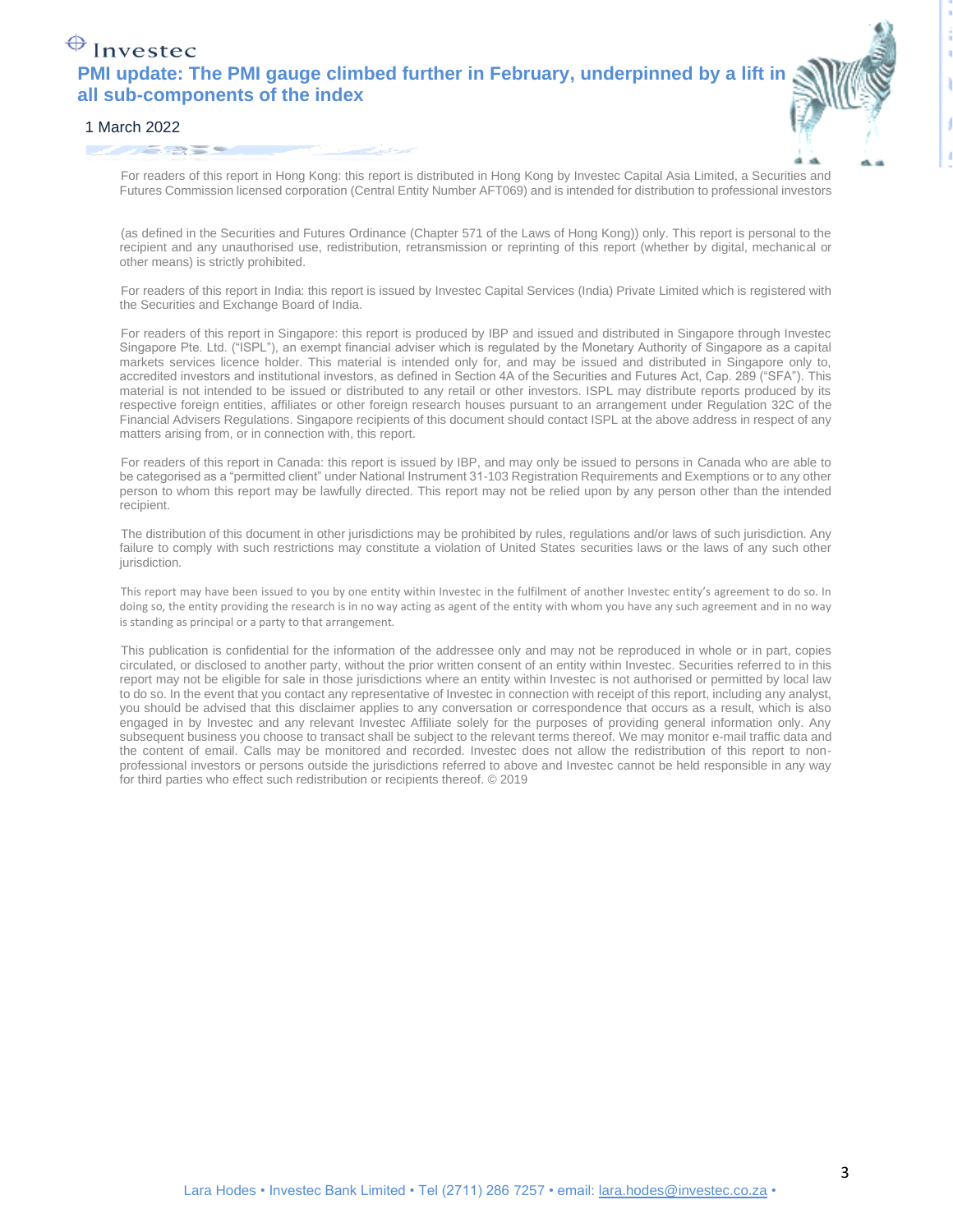For readers of this report in Hong Kong: this report is distributed in Hong Kong by Investec Capital Asia Limited, a Securities and Futures Commission licensed corporation (Central Entity Number AFT069) and is intended for distribution to professional investors

(as defined in the Securities and Futures Ordinance (Chapter 571 of the Laws of Hong Kong)) only. This report is personal to the recipient and any unauthorised use, redistribution, retransmission or reprinting of this report (whether by digital, mechanical or other means) is strictly prohibited.

For readers of this report in India: this report is issued by Investec Capital Services (India) Private Limited which is registered with the Securities and Exchange Board of India.

For readers of this report in Singapore: this report is produced by IBP and issued and distributed in Singapore through Investec Singapore Pte. Ltd. ("ISPL"), an exempt financial adviser which is regulated by the Monetary Authority of Singapore as a capital markets services licence holder. This material is intended only for, and may be issued and distributed in Singapore only to, accredited investors and institutional investors, as defined in Section 4A of the Securities and Futures Act, Cap. 289 ("SFA"). This material is not intended to be issued or distributed to any retail or other investors. ISPL may distribute reports produced by its respective foreign entities, affiliates or other foreign research houses pursuant to an arrangement under Regulation 32C of the Financial Advisers Regulations. Singapore recipients of this document should contact ISPL at the above address in respect of any matters arising from, or in connection with, this report.

For readers of this report in Canada: this report is issued by IBP, and may only be issued to persons in Canada who are able to be categorised as a "permitted client" under National Instrument 31-103 Registration Requirements and Exemptions or to any other person to whom this report may be lawfully directed. This report may not be relied upon by any person other than the intended recipient.

The distribution of this document in other jurisdictions may be prohibited by rules, regulations and/or laws of such jurisdiction. Any failure to comply with such restrictions may constitute a violation of United States securities laws or the laws of any such other jurisdiction.

This report may have been issued to you by one entity within Investec in the fulfilment of another Investec entity's agreement to do so. In doing so, the entity providing the research is in no way acting as agent of the entity with whom you have any such agreement and in no way is standing as principal or a party to that arrangement.

This publication is confidential for the information of the addressee only and may not be reproduced in whole or in part, copies circulated, or disclosed to another party, without the prior written consent of an entity within Investec. Securities referred to in this report may not be eligible for sale in those jurisdictions where an entity within Investec is not authorised or permitted by local law to do so. In the event that you contact any representative of Investec in connection with receipt of this report, including any analyst, you should be advised that this disclaimer applies to any conversation or correspondence that occurs as a result, which is also engaged in by Investec and any relevant Investec Affiliate solely for the purposes of providing general information only. Any subsequent business you choose to transact shall be subject to the relevant terms thereof. We may monitor e-mail traffic data and the content of email. Calls may be monitored and recorded. Investec does not allow the redistribution of this report to non-professional investors or persons outside the jurisdictions referred to above and Investec cannot be held responsible in any way for third parties who effect such redistribution or recipients thereof. © 2019